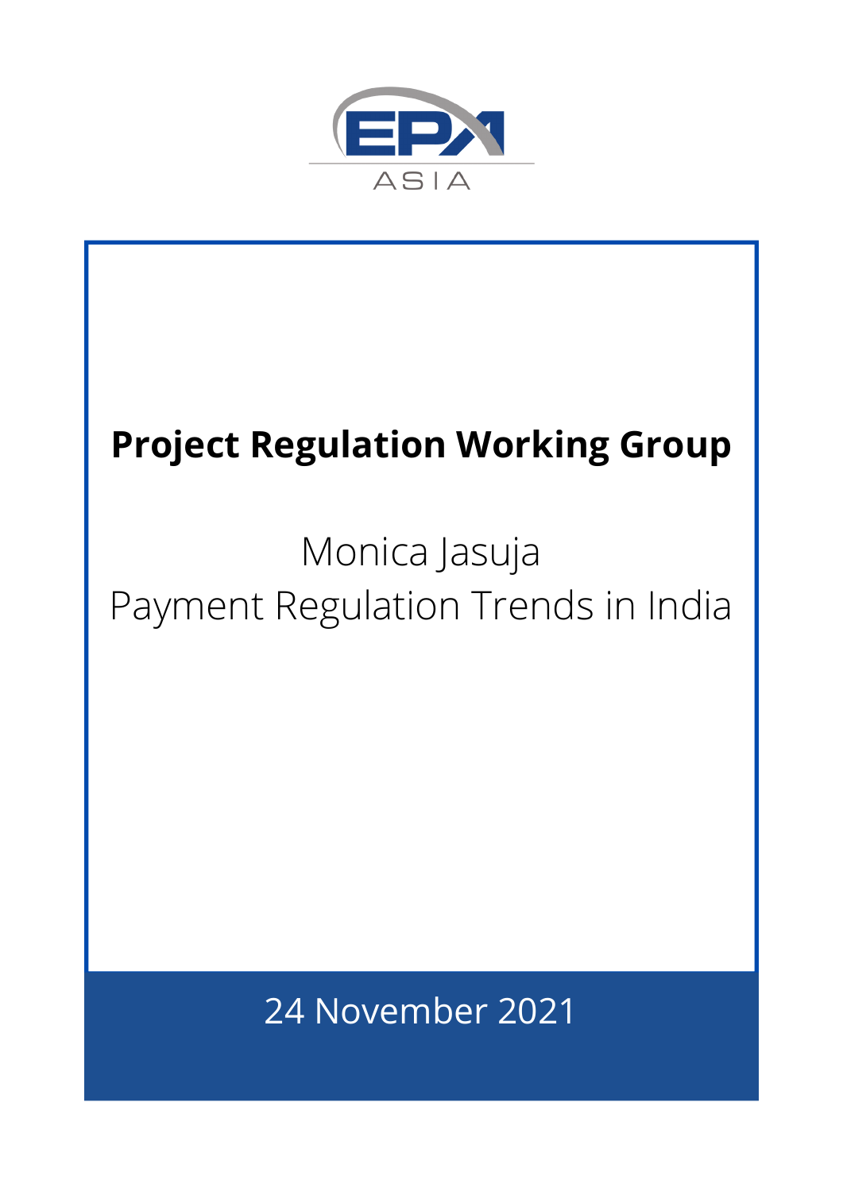EPA ASIA

# Project Regulation Working Group

Monica Jasuja

Payment Regulation Trends in India

24 November 2021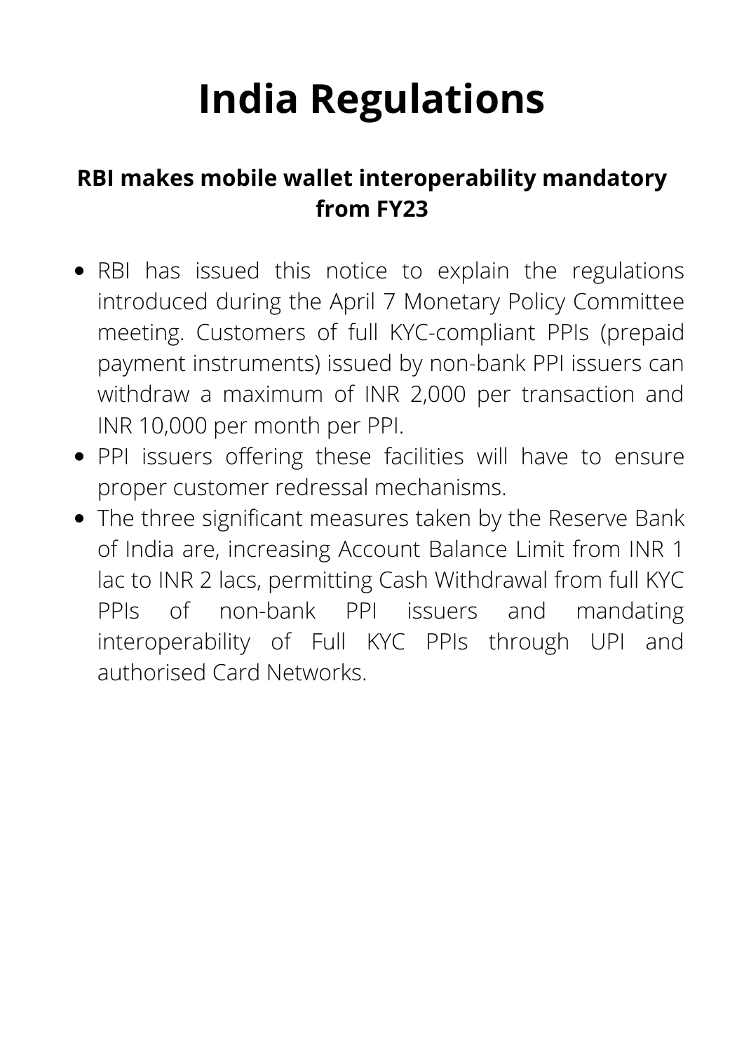# India Regulations

## RBI makes mobile wallet interoperability mandatory from FY23

- RBI has issued this notice to explain the regulations introduced during the April 7 Monetary Policy Committee meeting. Customers of full KYC-compliant PPIs (prepaid payment instruments) issued by non-bank PPI issuers can withdraw a maximum of INR 2,000 per transaction and INR 10,000 per month per PPI.
- PPI issuers offering these facilities will have to ensure proper customer redressal mechanisms.
- The three significant measures taken by the Reserve Bank of India are, increasing Account Balance Limit from INR 1 lac to INR 2 lacs, permitting Cash Withdrawal from full KYC PPIs of non-bank PPI issuers and mandating interoperability of Full KYC PPIs through UPI and authorised Card Networks.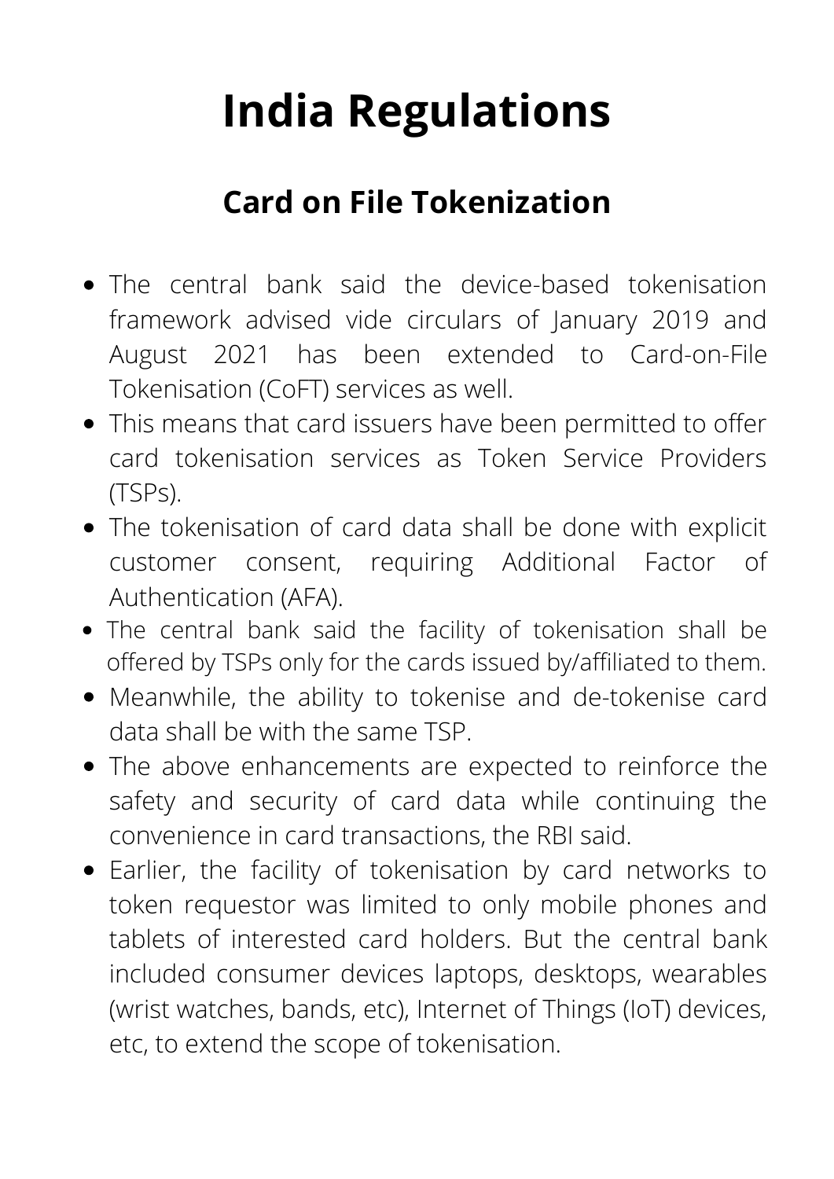# India Regulations

## Card on File Tokenization

- The central bank said the device-based tokenisation framework advised vide circulars of January 2019 and August 2021 has been extended to Card-on-File Tokenisation (CoFT) services as well.
- This means that card issuers have been permitted to offer card tokenisation services as Token Service Providers (TSPs).
- The tokenisation of card data shall be done with explicit customer consent, requiring Additional Factor of Authentication (AFA).
- The central bank said the facility of tokenisation shall be offered by TSPs only for the cards issued by/affiliated to them.
- Meanwhile, the ability to tokenise and de-tokenise card data shall be with the same TSP.
- The above enhancements are expected to reinforce the safety and security of card data while continuing the convenience in card transactions, the RBI said.
- Earlier, the facility of tokenisation by card networks to token requestor was limited to only mobile phones and tablets of interested card holders. But the central bank included consumer devices laptops, desktops, wearables (wrist watches, bands, etc), Internet of Things (IoT) devices, etc, to extend the scope of tokenisation.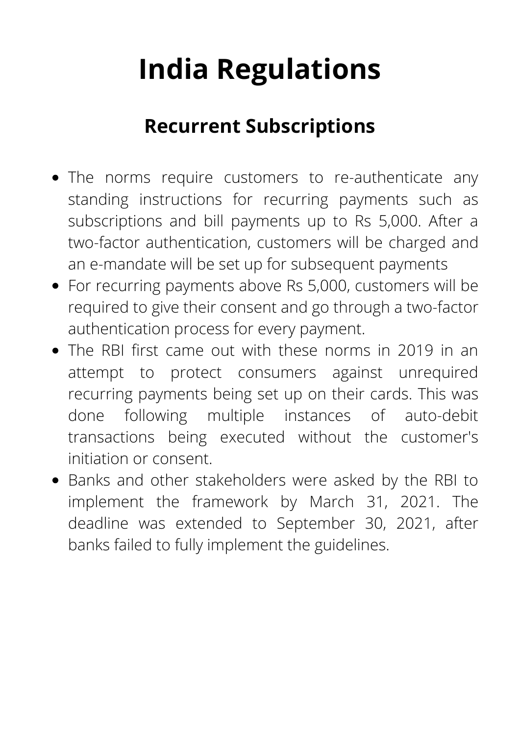# India Regulations

## Recurrent Subscriptions

- The norms require customers to re-authenticate any standing instructions for recurring payments such as subscriptions and bill payments up to Rs 5,000. After a two-factor authentication, customers will be charged and an e-mandate will be set up for subsequent payments
- For recurring payments above Rs 5,000, customers will be required to give their consent and go through a two-factor authentication process for every payment.
- The RBI first came out with these norms in 2019 in an attempt to protect consumers against unrequired recurring payments being set up on their cards. This was done following multiple instances of auto-debit transactions being executed without the customer's initiation or consent.
- Banks and other stakeholders were asked by the RBI to implement the framework by March 31, 2021. The deadline was extended to September 30, 2021, after banks failed to fully implement the guidelines.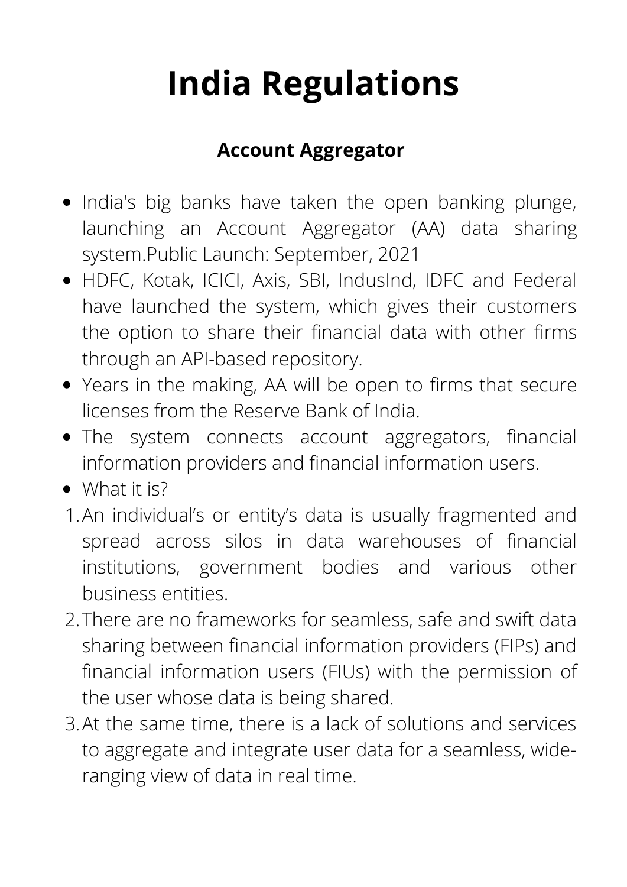# India Regulations

## Account Aggregator

- India's big banks have taken the open banking plunge, launching an Account Aggregator (AA) data sharing system.Public Launch: September, 2021
- HDFC, Kotak, ICICI, Axis, SBI, IndusInd, IDFC and Federal have launched the system, which gives their customers the option to share their financial data with other firms through an API-based repository.
- Years in the making, AA will be open to firms that secure licenses from the Reserve Bank of India.
- The system connects account aggregators, financial information providers and financial information users.
- What it is?

1. An individual's or entity's data is usually fragmented and spread across silos in data warehouses of financial institutions, government bodies and various other business entities.
2. There are no frameworks for seamless, safe and swift data sharing between financial information providers (FIPs) and financial information users (FIUs) with the permission of the user whose data is being shared.
3. At the same time, there is a lack of solutions and services to aggregate and integrate user data for a seamless, wide-ranging view of data in real time.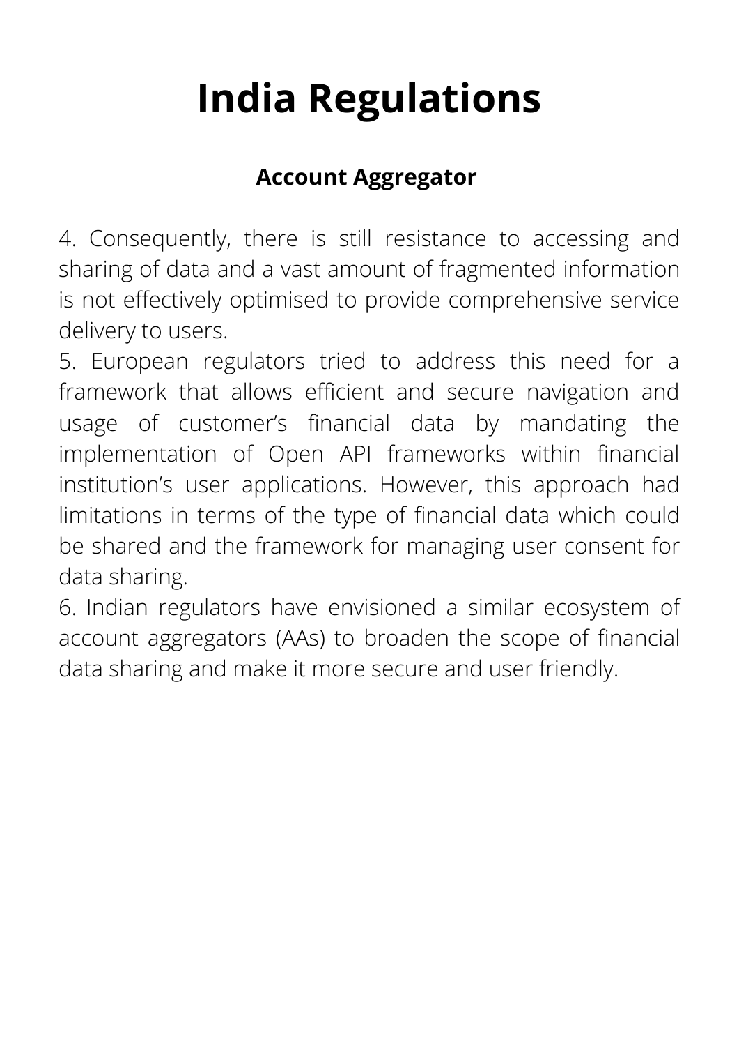# India Regulations

### Account Aggregator

4. Consequently, there is still resistance to accessing and sharing of data and a vast amount of fragmented information is not effectively optimised to provide comprehensive service delivery to users.
5. European regulators tried to address this need for a framework that allows efficient and secure navigation and usage of customer's financial data by mandating the implementation of Open API frameworks within financial institution's user applications. However, this approach had limitations in terms of the type of financial data which could be shared and the framework for managing user consent for data sharing.
6. Indian regulators have envisioned a similar ecosystem of account aggregators (AAs) to broaden the scope of financial data sharing and make it more secure and user friendly.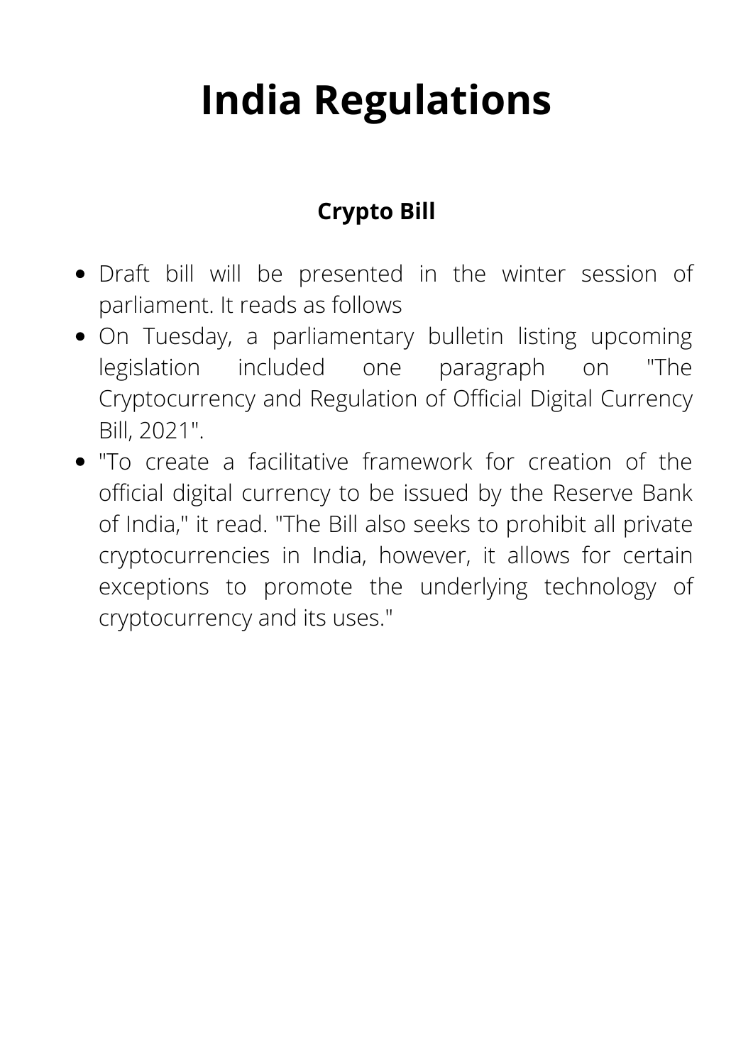# India Regulations

## Crypto Bill

- Draft bill will be presented in the winter session of parliament. It reads as follows
- On Tuesday, a parliamentary bulletin listing upcoming legislation included one paragraph on "The Cryptocurrency and Regulation of Official Digital Currency Bill, 2021".
- "To create a facilitative framework for creation of the official digital currency to be issued by the Reserve Bank of India," it read. "The Bill also seeks to prohibit all private cryptocurrencies in India, however, it allows for certain exceptions to promote the underlying technology of cryptocurrency and its uses."